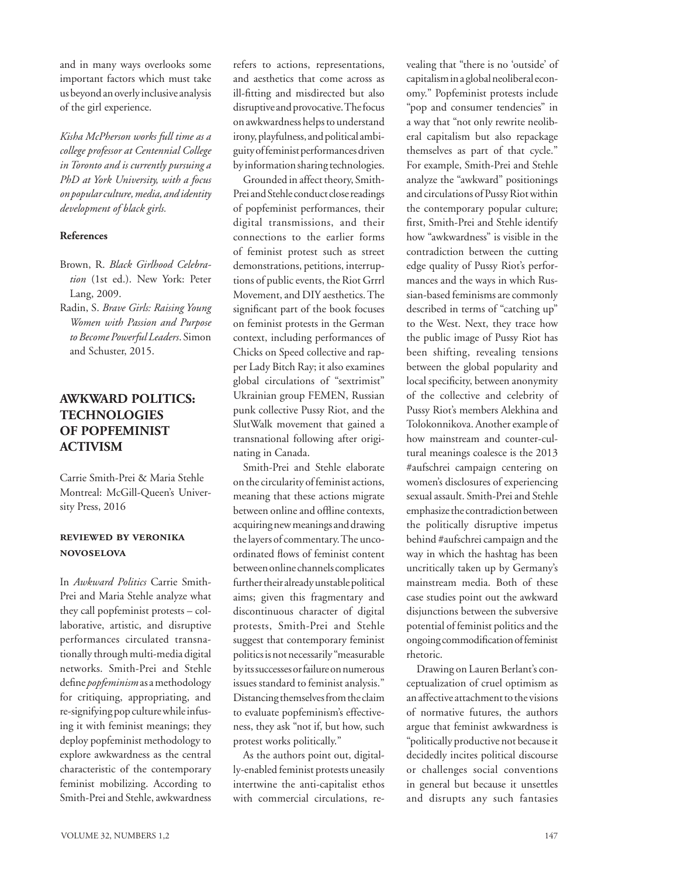and in many ways overlooks some important factors which must take us beyond an overly inclusive analysis of the girl experience.

*Kisha McPherson works full time as a college professor at Centennial College in Toronto and is currently pursuing a PhD at York University, with a focus on popular culture, media, and identity development of black girls.*

**References**

Brown, R. *Black Girlhood Celebration* (1st ed.). New York: Peter Lang, 2009.

Radin, S. *Brave Girls: Raising Young Women with Passion and Purpose to Become Powerful Leaders*. Simon and Schuster, 2015.

## AWKWARD POLITICS: TECHNOLOGIES OF POPFEMINIST ACTIVISM

Carrie Smith-Prei & Maria Stehle
Montreal: McGill-Queen's University Press, 2016

**REVIEWED BY VERONIKA NOVOSELOVA**

In *Awkward Politics* Carrie Smith-Prei and Maria Stehle analyze what they call popfeminist protests – collaborative, artistic, and disruptive performances circulated transnationally through multi-media digital networks. Smith-Prei and Stehle define *popfeminism* as a methodology for critiquing, appropriating, and re-signifying pop culture while infusing it with feminist meanings; they deploy popfeminist methodology to explore awkwardness as the central characteristic of the contemporary feminist mobilizing. According to Smith-Prei and Stehle, awkwardness refers to actions, representations, and aesthetics that come across as ill-fitting and misdirected but also disruptive and provocative. The focus on awkwardness helps to understand irony, playfulness, and political ambiguity of feminist performances driven by information sharing technologies.

Grounded in affect theory, Smith-Prei and Stehle conduct close readings of popfeminist performances, their digital transmissions, and their connections to the earlier forms of feminist protest such as street demonstrations, petitions, interruptions of public events, the Riot Grrrl Movement, and DIY aesthetics. The significant part of the book focuses on feminist protests in the German context, including performances of Chicks on Speed collective and rapper Lady Bitch Ray; it also examines global circulations of "sextrimist" Ukrainian group FEMEN, Russian punk collective Pussy Riot, and the SlutWalk movement that gained a transnational following after originating in Canada.

Smith-Prei and Stehle elaborate on the circularity of feminist actions, meaning that these actions migrate between online and offline contexts, acquiring new meanings and drawing the layers of commentary. The uncoordinated flows of feminist content between online channels complicates further their already unstable political aims; given this fragmentary and discontinuous character of digital protests, Smith-Prei and Stehle suggest that contemporary feminist politics is not necessarily "measurable by its successes or failure on numerous issues standard to feminist analysis." Distancing themselves from the claim to evaluate popfeminism's effectiveness, they ask "not if, but how, such protest works politically."

As the authors point out, digitally-enabled feminist protests uneasily intertwine the anti-capitalist ethos with commercial circulations, revealing that "there is no 'outside' of capitalism in a global neoliberal economy." Popfeminist protests include "pop and consumer tendencies" in a way that "not only rewrite neoliberal capitalism but also repackage themselves as part of that cycle." For example, Smith-Prei and Stehle analyze the "awkward" positionings and circulations of Pussy Riot within the contemporary popular culture; first, Smith-Prei and Stehle identify how "awkwardness" is visible in the contradiction between the cutting edge quality of Pussy Riot's performances and the ways in which Russian-based feminisms are commonly described in terms of "catching up" to the West. Next, they trace how the public image of Pussy Riot has been shifting, revealing tensions between the global popularity and local specificity, between anonymity of the collective and celebrity of Pussy Riot's members Alekhina and Tolokonnikova. Another example of how mainstream and counter-cultural meanings coalesce is the 2013 #aufschrei campaign centering on women's disclosures of experiencing sexual assault. Smith-Prei and Stehle emphasize the contradiction between the politically disruptive impetus behind #aufschrei campaign and the way in which the hashtag has been uncritically taken up by Germany's mainstream media. Both of these case studies point out the awkward disjunctions between the subversive potential of feminist politics and the ongoing commodification of feminist rhetoric.

Drawing on Lauren Berlant's conceptualization of cruel optimism as an affective attachment to the visions of normative futures, the authors argue that feminist awkwardness is "politically productive not because it decidedly incites political discourse or challenges social conventions in general but because it unsettles and disrupts any such fantasies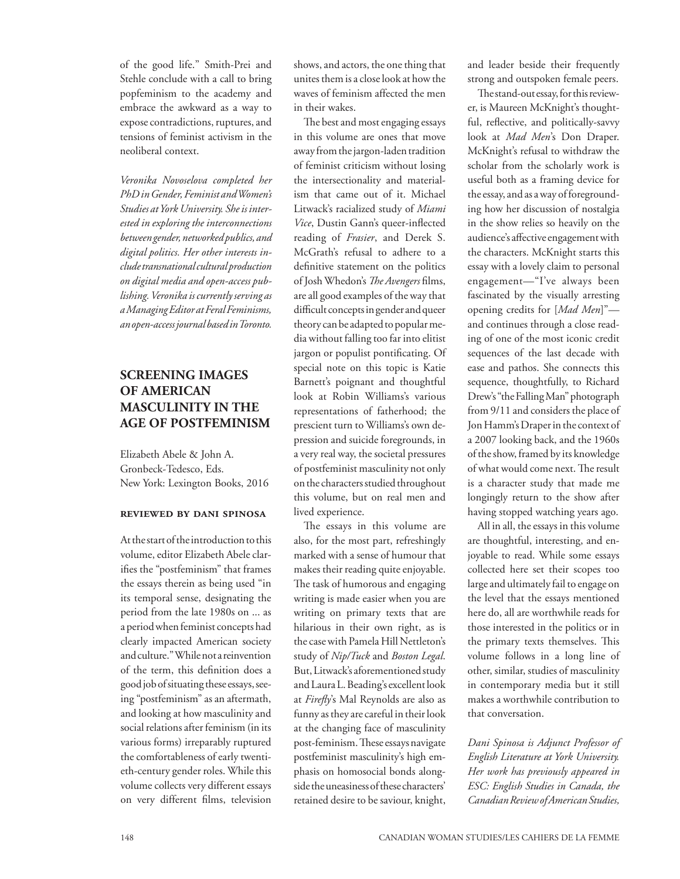of the good life." Smith-Prei and Stehle conclude with a call to bring popfeminism to the academy and embrace the awkward as a way to expose contradictions, ruptures, and tensions of feminist activism in the neoliberal context.

*Veronika Novoselova completed her PhD in Gender, Feminist and Women's Studies at York University. She is interested in exploring the interconnections between gender, networked publics, and digital politics. Her other interests include transnational cultural production on digital media and open-access publishing. Veronika is currently serving as a Managing Editor at Feral Feminisms, an open-access journal based in Toronto.*

## SCREENING IMAGES OF AMERICAN MASCULINITY IN THE AGE OF POSTFEMINISM

Elizabeth Abele & John A. Gronbeck-Tedesco, Eds.
New York: Lexington Books, 2016

**REVIEWED BY DANI SPINOSA**

At the start of the introduction to this volume, editor Elizabeth Abele clarifies the "postfeminism" that frames the essays therein as being used "in its temporal sense, designating the period from the late 1980s on ... as a period when feminist concepts had clearly impacted American society and culture." While not a reinvention of the term, this definition does a good job of situating these essays, seeing "postfeminism" as an aftermath, and looking at how masculinity and social relations after feminism (in its various forms) irreparably ruptured the comfortableness of early twentieth-century gender roles. While this volume collects very different essays on very different films, television shows, and actors, the one thing that unites them is a close look at how the waves of feminism affected the men in their wakes.

The best and most engaging essays in this volume are ones that move away from the jargon-laden tradition of feminist criticism without losing the intersectionality and materialism that came out of it. Michael Litwack's racialized study of *Miami Vice*, Dustin Gann's queer-inflected reading of *Frasier*, and Derek S. McGrath's refusal to adhere to a definitive statement on the politics of Josh Whedon's *The Avengers* films, are all good examples of the way that difficult concepts in gender and queer theory can be adapted to popular media without falling too far into elitist jargon or populist pontificating. Of special note on this topic is Katie Barnett's poignant and thoughtful look at Robin Williams's various representations of fatherhood; the prescient turn to Williams's own depression and suicide foregrounds, in a very real way, the societal pressures of postfeminist masculinity not only on the characters studied throughout this volume, but on real men and lived experience.

The essays in this volume are also, for the most part, refreshingly marked with a sense of humour that makes their reading quite enjoyable. The task of humorous and engaging writing is made easier when you are writing on primary texts that are hilarious in their own right, as is the case with Pamela Hill Nettleton's study of *Nip/Tuck* and *Boston Legal*. But, Litwack's aforementioned study and Laura L. Beading's excellent look at *Firefly*'s Mal Reynolds are also as funny as they are careful in their look at the changing face of masculinity post-feminism. These essays navigate postfeminist masculinity's high emphasis on homosocial bonds alongside the uneasiness of these characters' retained desire to be saviour, knight, and leader beside their frequently strong and outspoken female peers.

The stand-out essay, for this reviewer, is Maureen McKnight's thoughtful, reflective, and politically-savvy look at *Mad Men*'s Don Draper. McKnight's refusal to withdraw the scholar from the scholarly work is useful both as a framing device for the essay, and as a way of foregrounding how her discussion of nostalgia in the show relies so heavily on the audience's affective engagement with the characters. McKnight starts this essay with a lovely claim to personal engagement—"I've always been fascinated by the visually arresting opening credits for [*Mad Men*]"—and continues through a close reading of one of the most iconic credit sequences of the last decade with ease and pathos. She connects this sequence, thoughtfully, to Richard Drew's "the Falling Man" photograph from 9/11 and considers the place of Jon Hamm's Draper in the context of a 2007 looking back, and the 1960s of the show, framed by its knowledge of what would come next. The result is a character study that made me longingly return to the show after having stopped watching years ago.

All in all, the essays in this volume are thoughtful, interesting, and enjoyable to read. While some essays collected here set their scopes too large and ultimately fail to engage on the level that the essays mentioned here do, all are worthwhile reads for those interested in the politics or in the primary texts themselves. This volume follows in a long line of other, similar, studies of masculinity in contemporary media but it still makes a worthwhile contribution to that conversation.

*Dani Spinosa is Adjunct Professor of English Literature at York University. Her work has previously appeared in ESC: English Studies in Canada, the Canadian Review of American Studies,*